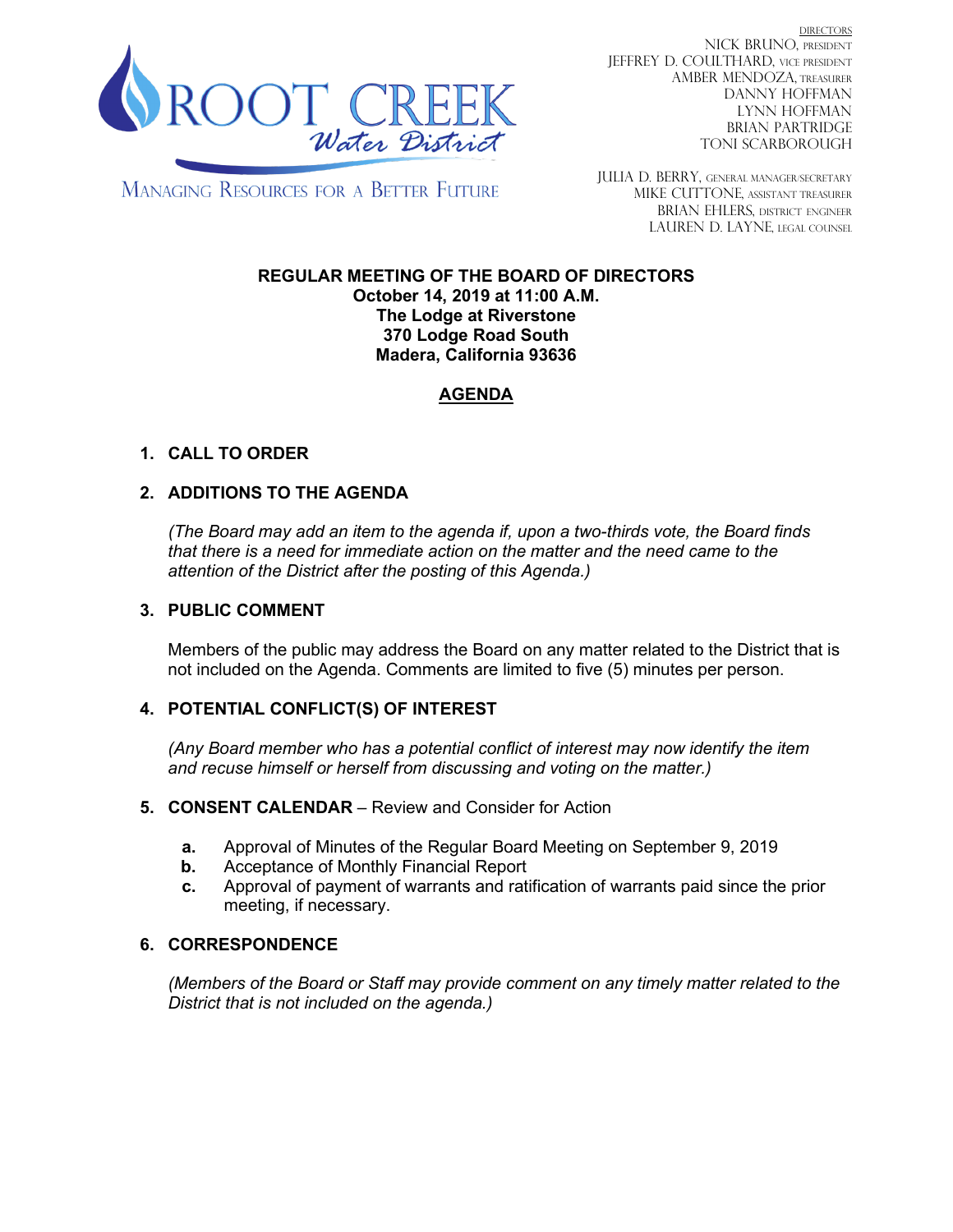ROOT CREEK Water District

MANAGING RESOURCES FOR A BETTER FUTURE

DIRECTORS
NICK BRUNO, PRESIDENT
JEFFREY D. COULTHARD, VICE PRESIDENT
AMBER MENDOZA, TREASURER
DANNY HOFFMAN
LYNN HOFFMAN
BRIAN PARTRIDGE
TONI SCARBOROUGH

JULIA D. BERRY, GENERAL MANAGER/SECRETARY
MIKE CUTTONE, ASSISTANT TREASURER
BRIAN EHLERS, DISTRICT ENGINEER
LAUREN D. LAYNE, LEGAL COUNSEL

**REGULAR MEETING OF THE BOARD OF DIRECTORS**
**October 14, 2019 at 11:00 A.M.**
**The Lodge at Riverstone**
**370 Lodge Road South**
**Madera, California 93636**

# AGENDA

## 1. CALL TO ORDER

## 2. ADDITIONS TO THE AGENDA

*(The Board may add an item to the agenda if, upon a two-thirds vote, the Board finds that there is a need for immediate action on the matter and the need came to the attention of the District after the posting of this Agenda.)*

## 3. PUBLIC COMMENT

Members of the public may address the Board on any matter related to the District that is not included on the Agenda. Comments are limited to five (5) minutes per person.

## 4. POTENTIAL CONFLICT(S) OF INTEREST

*(Any Board member who has a potential conflict of interest may now identify the item and recuse himself or herself from discussing and voting on the matter.)*

## 5. CONSENT CALENDAR – Review and Consider for Action

- **a.** Approval of Minutes of the Regular Board Meeting on September 9, 2019
- **b.** Acceptance of Monthly Financial Report
- **c.** Approval of payment of warrants and ratification of warrants paid since the prior meeting, if necessary.

## 6. CORRESPONDENCE

*(Members of the Board or Staff may provide comment on any timely matter related to the District that is not included on the agenda.)*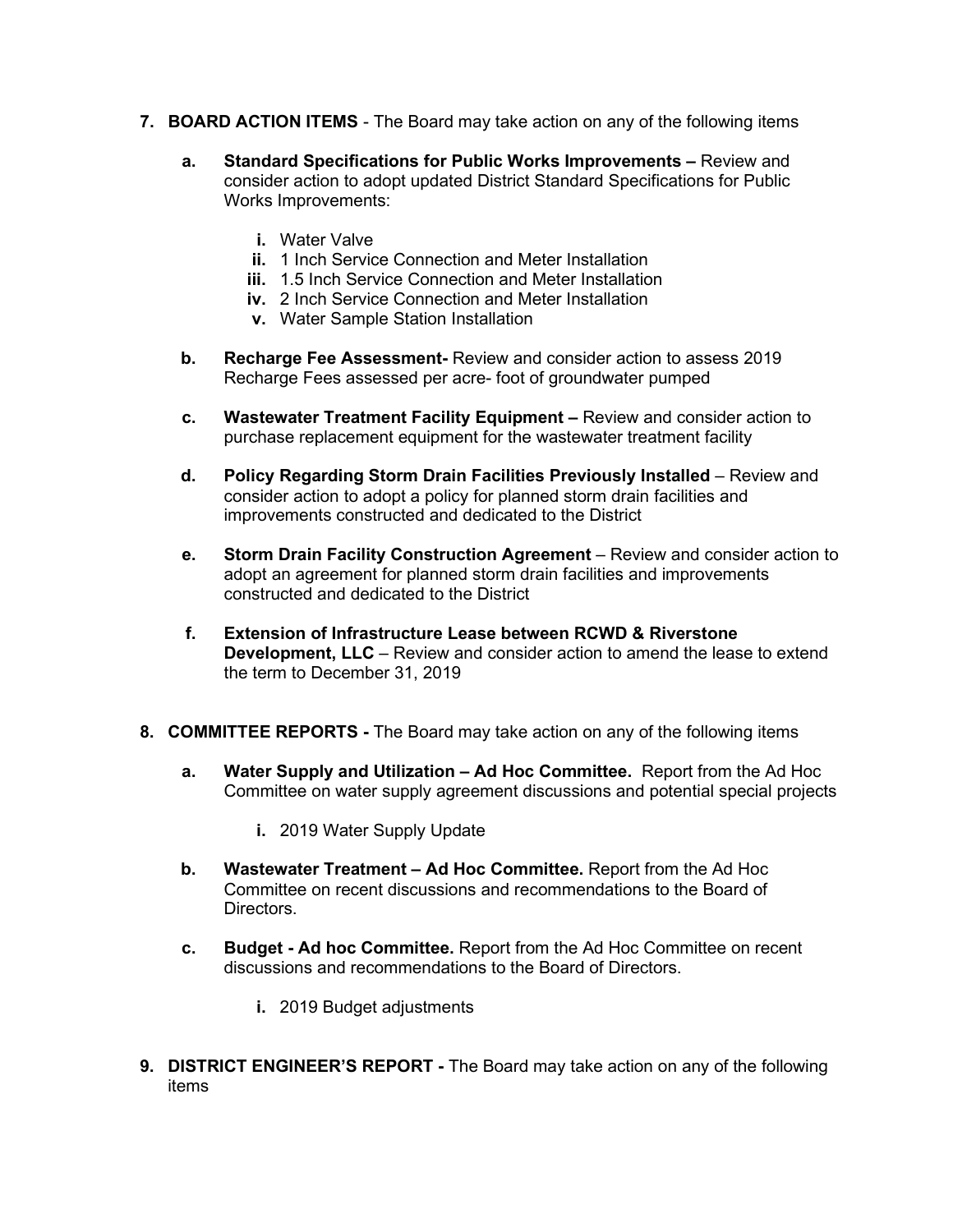7. **BOARD ACTION ITEMS** - The Board may take action on any of the following items

   a. **Standard Specifications for Public Works Improvements –** Review and consider action to adopt updated District Standard Specifications for Public Works Improvements:

      i. Water Valve
      ii. 1 Inch Service Connection and Meter Installation
      iii. 1.5 Inch Service Connection and Meter Installation
      iv. 2 Inch Service Connection and Meter Installation
      v. Water Sample Station Installation

   b. **Recharge Fee Assessment-** Review and consider action to assess 2019 Recharge Fees assessed per acre- foot of groundwater pumped

   c. **Wastewater Treatment Facility Equipment –** Review and consider action to purchase replacement equipment for the wastewater treatment facility

   d. **Policy Regarding Storm Drain Facilities Previously Installed** – Review and consider action to adopt a policy for planned storm drain facilities and improvements constructed and dedicated to the District

   e. **Storm Drain Facility Construction Agreement** – Review and consider action to adopt an agreement for planned storm drain facilities and improvements constructed and dedicated to the District

   f. **Extension of Infrastructure Lease between RCWD & Riverstone Development, LLC** – Review and consider action to amend the lease to extend the term to December 31, 2019

8. **COMMITTEE REPORTS -** The Board may take action on any of the following items

   a. **Water Supply and Utilization – Ad Hoc Committee.** Report from the Ad Hoc Committee on water supply agreement discussions and potential special projects

      i. 2019 Water Supply Update

   b. **Wastewater Treatment – Ad Hoc Committee.** Report from the Ad Hoc Committee on recent discussions and recommendations to the Board of Directors.

   c. **Budget - Ad hoc Committee.** Report from the Ad Hoc Committee on recent discussions and recommendations to the Board of Directors.

      i. 2019 Budget adjustments

9. **DISTRICT ENGINEER'S REPORT -** The Board may take action on any of the following items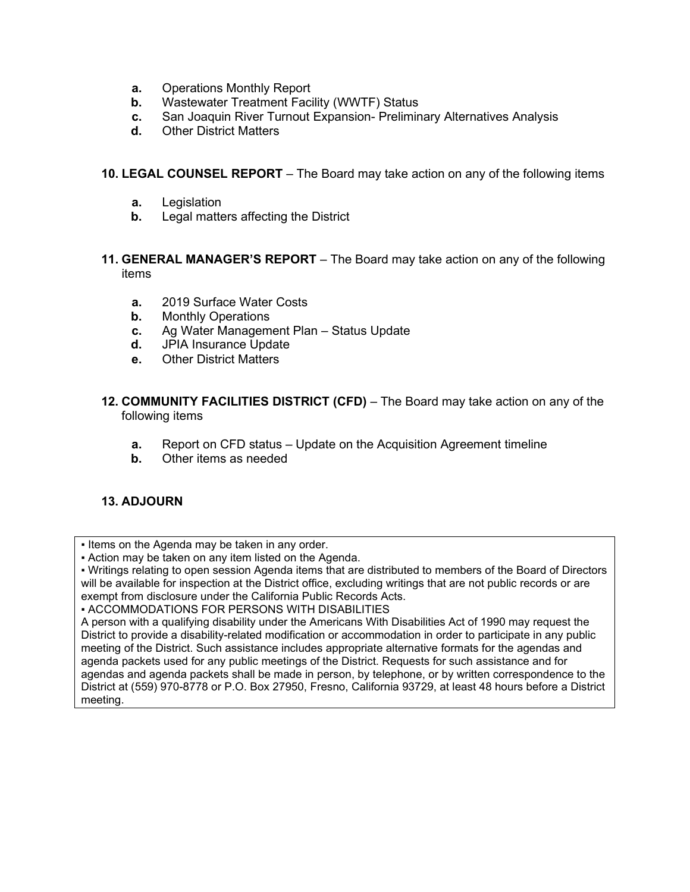- **a.** Operations Monthly Report
- **b.** Wastewater Treatment Facility (WWTF) Status
- **c.** San Joaquin River Turnout Expansion- Preliminary Alternatives Analysis
- **d.** Other District Matters

**10. LEGAL COUNSEL REPORT** – The Board may take action on any of the following items

- **a.** Legislation
- **b.** Legal matters affecting the District

**11. GENERAL MANAGER'S REPORT** – The Board may take action on any of the following items

- **a.** 2019 Surface Water Costs
- **b.** Monthly Operations
- **c.** Ag Water Management Plan – Status Update
- **d.** JPIA Insurance Update
- **e.** Other District Matters

**12. COMMUNITY FACILITIES DISTRICT (CFD)** – The Board may take action on any of the following items

- **a.** Report on CFD status – Update on the Acquisition Agreement timeline
- **b.** Other items as needed

**13. ADJOURN**

▪ Items on the Agenda may be taken in any order.
▪ Action may be taken on any item listed on the Agenda.
▪ Writings relating to open session Agenda items that are distributed to members of the Board of Directors will be available for inspection at the District office, excluding writings that are not public records or are exempt from disclosure under the California Public Records Acts.
▪ ACCOMMODATIONS FOR PERSONS WITH DISABILITIES
A person with a qualifying disability under the Americans With Disabilities Act of 1990 may request the District to provide a disability-related modification or accommodation in order to participate in any public meeting of the District. Such assistance includes appropriate alternative formats for the agendas and agenda packets used for any public meetings of the District. Requests for such assistance and for agendas and agenda packets shall be made in person, by telephone, or by written correspondence to the District at (559) 970-8778 or P.O. Box 27950, Fresno, California 93729, at least 48 hours before a District meeting.